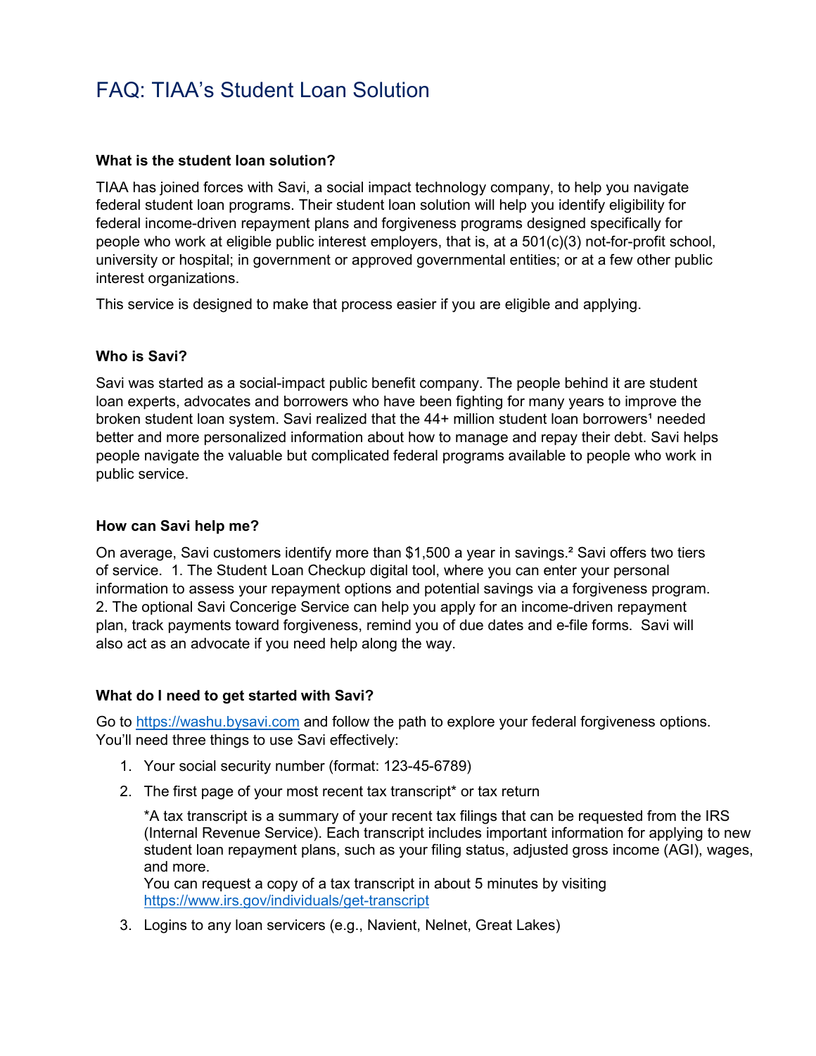# FAQ: TIAA's Student Loan Solution

### What is the student loan solution?

TIAA has joined forces with Savi, a social impact technology company, to help you navigate federal student loan programs. Their student loan solution will help you identify eligibility for federal income-driven repayment plans and forgiveness programs designed specifically for people who work at eligible public interest employers, that is, at a 501(c)(3) not-for-profit school, university or hospital; in government or approved governmental entities; or at a few other public interest organizations.

This service is designed to make that process easier if you are eligible and applying.

### Who is Savi?

Savi was started as a social-impact public benefit company. The people behind it are student loan experts, advocates and borrowers who have been fighting for many years to improve the broken student loan system. Savi realized that the 44+ million student loan borrowers[1] needed better and more personalized information about how to manage and repay their debt. Savi helps people navigate the valuable but complicated federal programs available to people who work in public service.

### How can Savi help me?

On average, Savi customers identify more than $1,500 a year in savings.[2] Savi offers two tiers of service. 1. The Student Loan Checkup digital tool, where you can enter your personal information to assess your repayment options and potential savings via a forgiveness program. 2. The optional Savi Concerige Service can help you apply for an income-driven repayment plan, track payments toward forgiveness, remind you of due dates and e-file forms. Savi will also act as an advocate if you need help along the way.

### What do I need to get started with Savi?

Go to https://washu.bysavi.com and follow the path to explore your federal forgiveness options. You'll need three things to use Savi effectively:

1. Your social security number (format: 123-45-6789)
2. The first page of your most recent tax transcript* or tax return

   *A tax transcript is a summary of your recent tax filings that can be requested from the IRS (Internal Revenue Service). Each transcript includes important information for applying to new student loan repayment plans, such as your filing status, adjusted gross income (AGI), wages, and more.
   You can request a copy of a tax transcript in about 5 minutes by visiting https://www.irs.gov/individuals/get-transcript
3. Logins to any loan servicers (e.g., Navient, Nelnet, Great Lakes)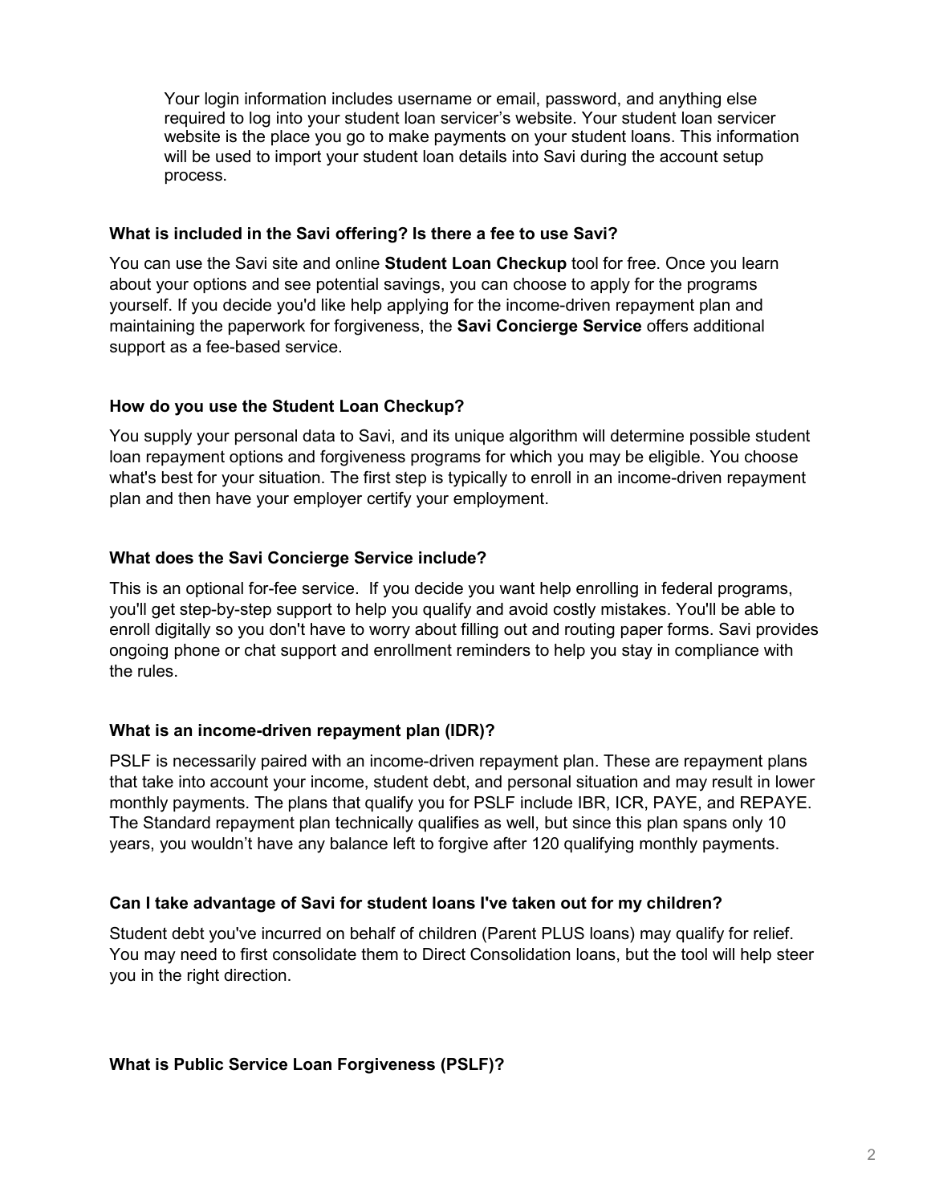Your login information includes username or email, password, and anything else required to log into your student loan servicer's website. Your student loan servicer website is the place you go to make payments on your student loans. This information will be used to import your student loan details into Savi during the account setup process.

### What is included in the Savi offering? Is there a fee to use Savi?

You can use the Savi site and online **Student Loan Checkup** tool for free. Once you learn about your options and see potential savings, you can choose to apply for the programs yourself. If you decide you'd like help applying for the income-driven repayment plan and maintaining the paperwork for forgiveness, the **Savi Concierge Service** offers additional support as a fee-based service.

### How do you use the Student Loan Checkup?

You supply your personal data to Savi, and its unique algorithm will determine possible student loan repayment options and forgiveness programs for which you may be eligible. You choose what's best for your situation. The first step is typically to enroll in an income-driven repayment plan and then have your employer certify your employment.

### What does the Savi Concierge Service include?

This is an optional for-fee service. If you decide you want help enrolling in federal programs, you'll get step-by-step support to help you qualify and avoid costly mistakes. You'll be able to enroll digitally so you don't have to worry about filling out and routing paper forms. Savi provides ongoing phone or chat support and enrollment reminders to help you stay in compliance with the rules.

### What is an income-driven repayment plan (IDR)?

PSLF is necessarily paired with an income-driven repayment plan. These are repayment plans that take into account your income, student debt, and personal situation and may result in lower monthly payments. The plans that qualify you for PSLF include IBR, ICR, PAYE, and REPAYE. The Standard repayment plan technically qualifies as well, but since this plan spans only 10 years, you wouldn't have any balance left to forgive after 120 qualifying monthly payments.

### Can I take advantage of Savi for student loans I've taken out for my children?

Student debt you've incurred on behalf of children (Parent PLUS loans) may qualify for relief. You may need to first consolidate them to Direct Consolidation loans, but the tool will help steer you in the right direction.

### What is Public Service Loan Forgiveness (PSLF)?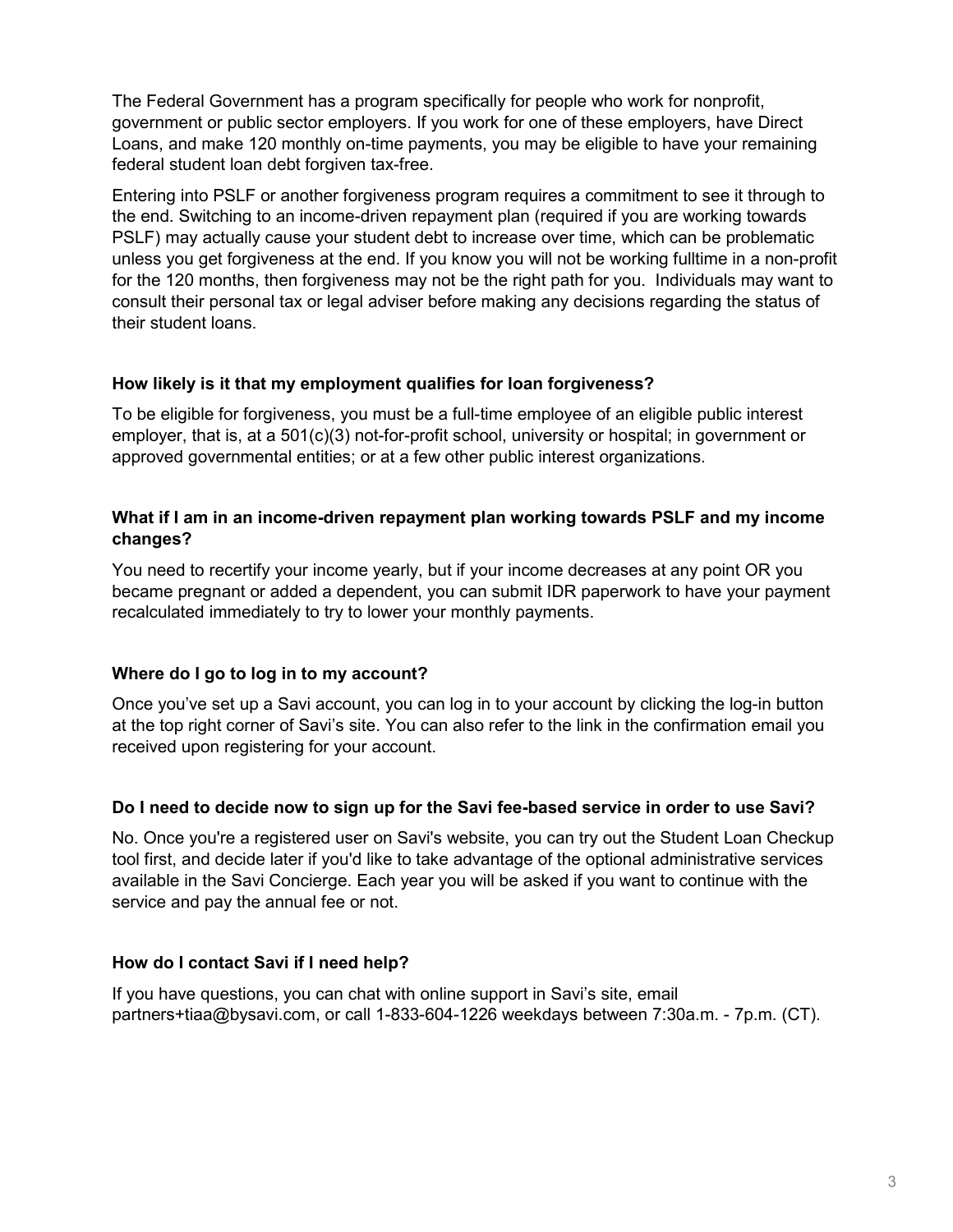The Federal Government has a program specifically for people who work for nonprofit, government or public sector employers. If you work for one of these employers, have Direct Loans, and make 120 monthly on-time payments, you may be eligible to have your remaining federal student loan debt forgiven tax-free.

Entering into PSLF or another forgiveness program requires a commitment to see it through to the end. Switching to an income-driven repayment plan (required if you are working towards PSLF) may actually cause your student debt to increase over time, which can be problematic unless you get forgiveness at the end. If you know you will not be working fulltime in a non-profit for the 120 months, then forgiveness may not be the right path for you. Individuals may want to consult their personal tax or legal adviser before making any decisions regarding the status of their student loans.

**How likely is it that my employment qualifies for loan forgiveness?**

To be eligible for forgiveness, you must be a full-time employee of an eligible public interest employer, that is, at a 501(c)(3) not-for-profit school, university or hospital; in government or approved governmental entities; or at a few other public interest organizations.

**What if I am in an income-driven repayment plan working towards PSLF and my income changes?**

You need to recertify your income yearly, but if your income decreases at any point OR you became pregnant or added a dependent, you can submit IDR paperwork to have your payment recalculated immediately to try to lower your monthly payments.

**Where do I go to log in to my account?**

Once you've set up a Savi account, you can log in to your account by clicking the log-in button at the top right corner of Savi's site. You can also refer to the link in the confirmation email you received upon registering for your account.

**Do I need to decide now to sign up for the Savi fee-based service in order to use Savi?**

No. Once you're a registered user on Savi's website, you can try out the Student Loan Checkup tool first, and decide later if you'd like to take advantage of the optional administrative services available in the Savi Concierge. Each year you will be asked if you want to continue with the service and pay the annual fee or not.

**How do I contact Savi if I need help?**

If you have questions, you can chat with online support in Savi's site, email partners+tiaa@bysavi.com, or call 1-833-604-1226 weekdays between 7:30a.m. - 7p.m. (CT).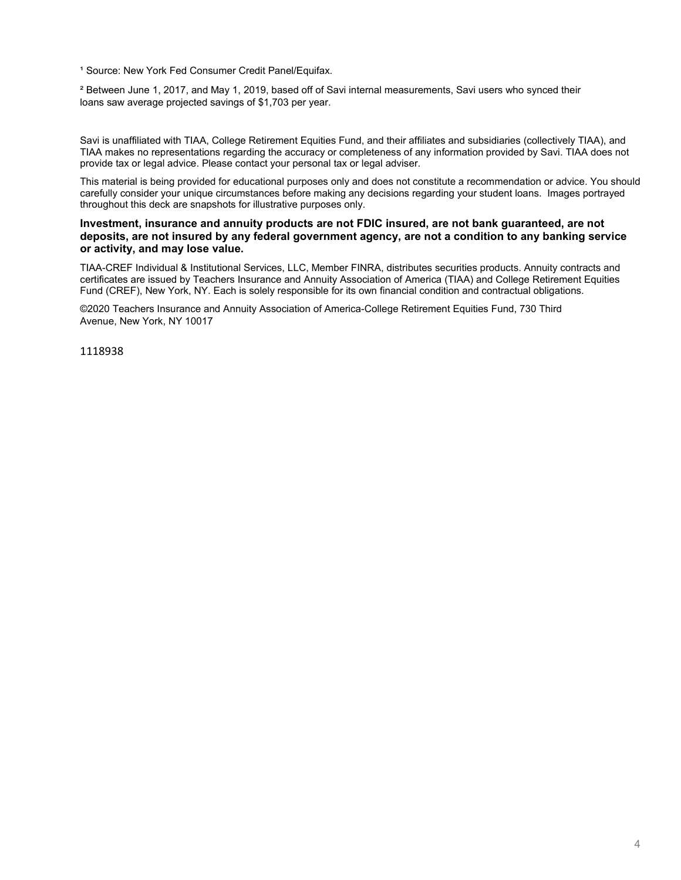[1] Source: New York Fed Consumer Credit Panel/Equifax.

[2] Between June 1, 2017, and May 1, 2019, based off of Savi internal measurements, Savi users who synced their loans saw average projected savings of $1,703 per year.

Savi is unaffiliated with TIAA, College Retirement Equities Fund, and their affiliates and subsidiaries (collectively TIAA), and TIAA makes no representations regarding the accuracy or completeness of any information provided by Savi. TIAA does not provide tax or legal advice. Please contact your personal tax or legal adviser.

This material is being provided for educational purposes only and does not constitute a recommendation or advice. You should carefully consider your unique circumstances before making any decisions regarding your student loans. Images portrayed throughout this deck are snapshots for illustrative purposes only.

**Investment, insurance and annuity products are not FDIC insured, are not bank guaranteed, are not deposits, are not insured by any federal government agency, are not a condition to any banking service or activity, and may lose value.**

TIAA-CREF Individual & Institutional Services, LLC, Member FINRA, distributes securities products. Annuity contracts and certificates are issued by Teachers Insurance and Annuity Association of America (TIAA) and College Retirement Equities Fund (CREF), New York, NY. Each is solely responsible for its own financial condition and contractual obligations.

©2020 Teachers Insurance and Annuity Association of America-College Retirement Equities Fund, 730 Third Avenue, New York, NY 10017

1118938